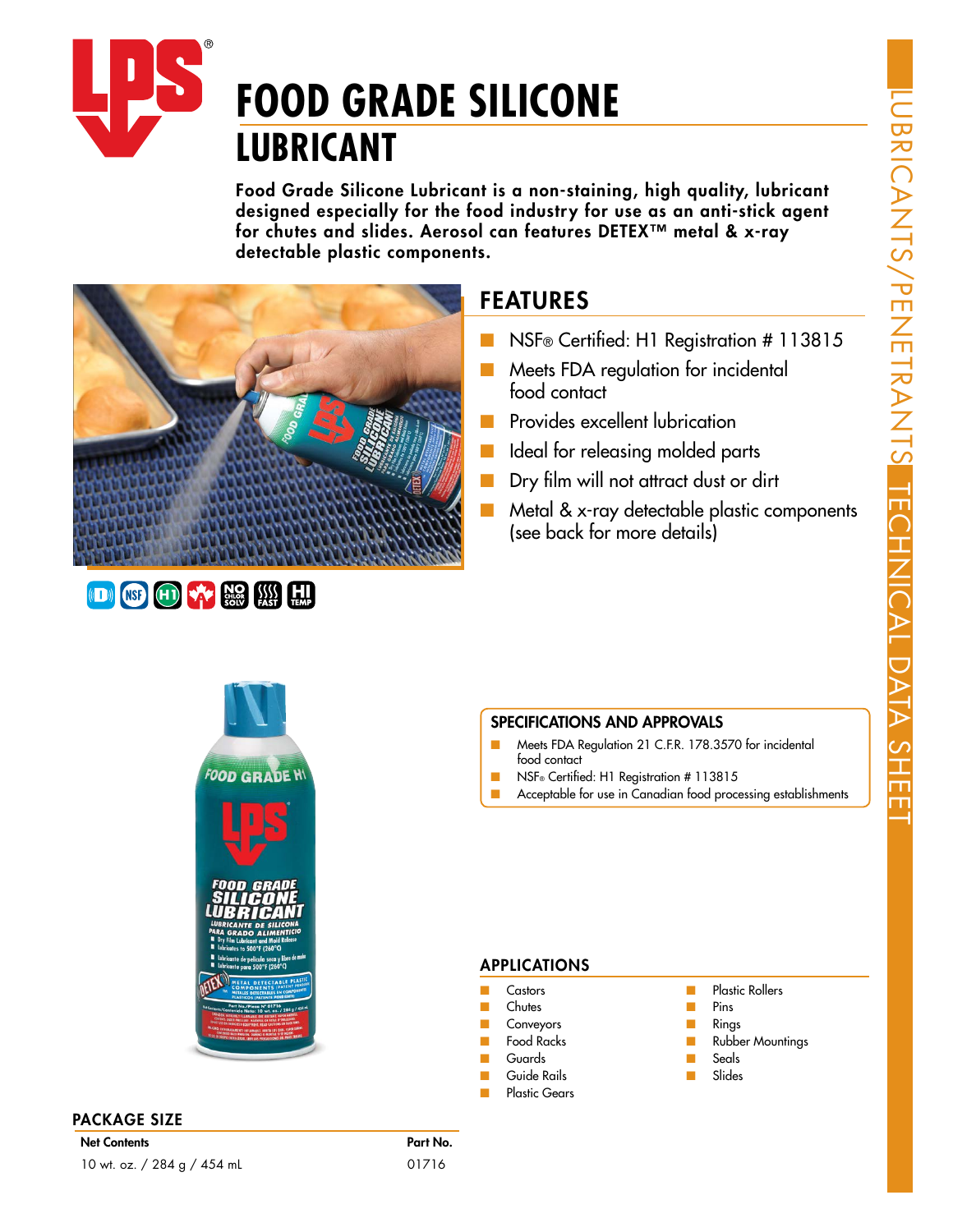# FOOD GRADE SILICONE LUBRICANT

**Food Grade Silicone Lubricant is a non-staining, high quality, lubricant designed especially for the food industry for use as an anti-stick agent for chutes and slides. Aerosol can features DETEX™ metal & x-ray detectable plastic components.**

## FEATURES

- NSF® Certified: H1 Registration # 113815
- Meets FDA regulation for incidental food contact
- Provides excellent lubrication
- Ideal for releasing molded parts
- Dry film will not attract dust or dirt
- Metal & x-ray detectable plastic components (see back for more details)

## SPECIFICATIONS AND APPROVALS

- Meets FDA Regulation 21 C.F.R. 178.3570 for incidental food contact
- NSF® Certified: H1 Registration # 113815
- Acceptable for use in Canadian food processing establishments

## APPLICATIONS

- Castors
- Chutes
- Conveyors
- Food Racks
- Guards
- Guide Rails
- Plastic Gears
- Plastic Rollers
- Pins
- Rings
- Rubber Mountings
- Seals
- Slides

## PACKAGE SIZE

| Net Contents | Part No. |
| --- | --- |
| 10 wt. oz. / 284 g / 454 mL | 01716 |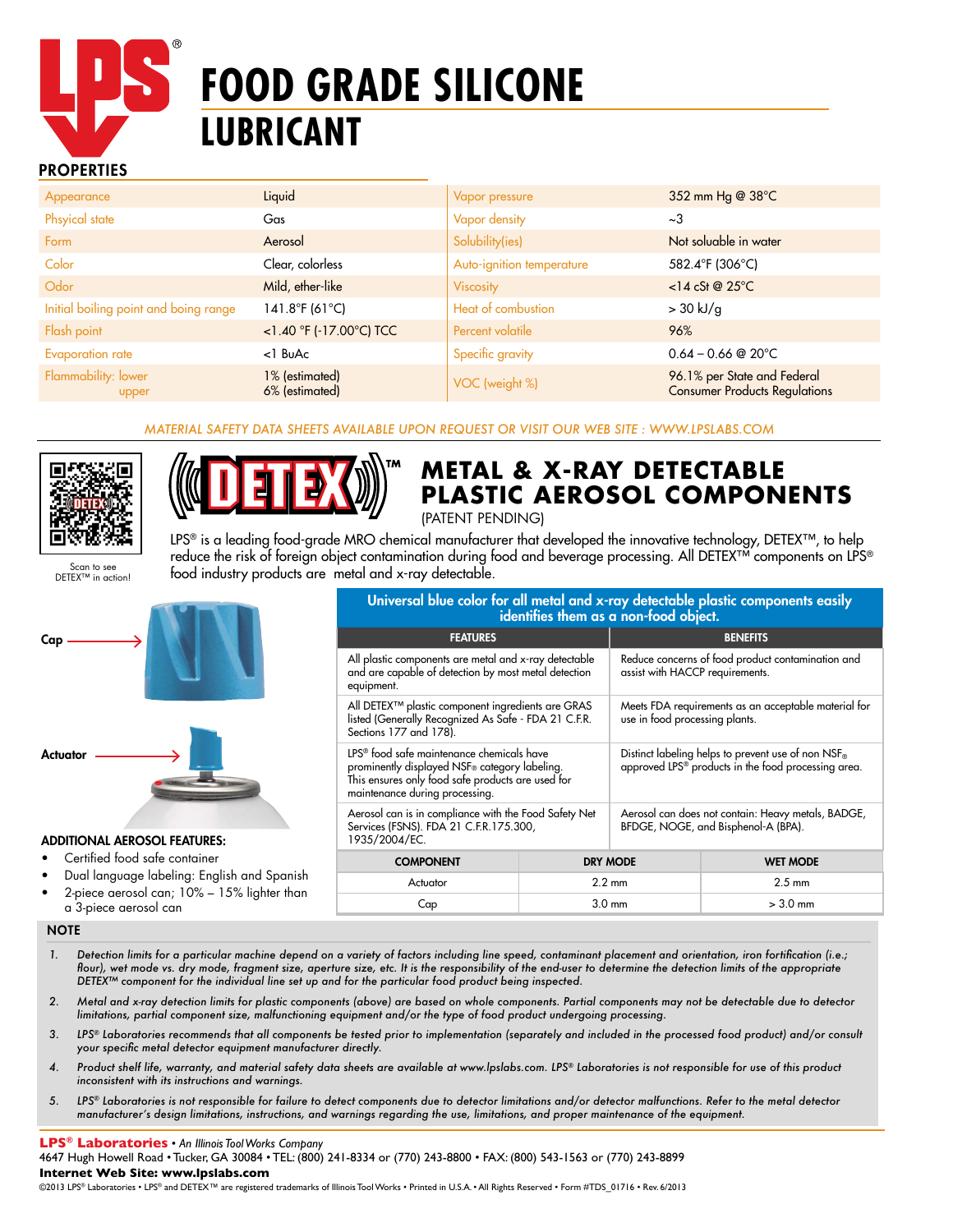# FOOD GRADE SILICONE LUBRICANT

## PROPERTIES

| | | | |
|---|---|---|---|
| Appearance | Liquid | Vapor pressure | 352 mm Hg @ 38°C |
| Phsyical state | Gas | Vapor density | ~3 |
| Form | Aerosol | Solubility(ies) | Not soluable in water |
| Color | Clear, colorless | Auto-ignition temperature | 582.4°F (306°C) |
| Odor | Mild, ether-like | Viscosity | <14 cSt @ 25°C |
| Initial boiling point and boing range | 141.8°F (61°C) | Heat of combustion | > 30 kJ/g |
| Flash point | <1.40 °F (-17.00°C) TCC | Percent volatile | 96% |
| Evaporation rate | <1 BuAc | Specific gravity | 0.64 – 0.66 @ 20°C |
| Flammability: lower / upper | 1% (estimated) / 6% (estimated) | VOC (weight %) | 96.1% per State and Federal Consumer Products Regulations |

*MATERIAL SAFETY DATA SHEETS AVAILABLE UPON REQUEST OR VISIT OUR WEB SITE : WWW.LPSLABS.COM*

Scan to see DETEX™ in action!

## DETEX™ METAL & X-RAY DETECTABLE PLASTIC AEROSOL COMPONENTS

(PATENT PENDING)

LPS® is a leading food-grade MRO chemical manufacturer that developed the innovative technology, DETEX™, to help reduce the risk of foreign object contamination during food and beverage processing. All DETEX™ components on LPS® food industry products are metal and x-ray detectable.

Cap

Actuator

**Universal blue color for all metal and x-ray detectable plastic components easily identifies them as a non-food object.**

| FEATURES | BENEFITS |
|---|---|
| All plastic components are metal and x-ray detectable and are capable of detection by most metal detection equipment. | Reduce concerns of food product contamination and assist with HACCP requirements. |
| All DETEX™ plastic component ingredients are GRAS listed (Generally Recognized As Safe - FDA 21 C.F.R. Sections 177 and 178). | Meets FDA requirements as an acceptable material for use in food processing plants. |
| LPS® food safe maintenance chemicals have prominently displayed NSF® category labeling. This ensures only food safe products are used for maintenance during processing. | Distinct labeling helps to prevent use of non NSF® approved LPS® products in the food processing area. |
| Aerosol can is in compliance with the Food Safety Net Services (FSNS). FDA 21 C.F.R.175.300, 1935/2004/EC. | Aerosol can does not contain: Heavy metals, BADGE, BFDGE, NOGE, and Bisphenol-A (BPA). |

| COMPONENT | DRY MODE | WET MODE |
|---|---|---|
| Actuator | 2.2 mm | 2.5 mm |
| Cap | 3.0 mm | > 3.0 mm |

### ADDITIONAL AEROSOL FEATURES:

- Certified food safe container
- Dual language labeling: English and Spanish
- 2-piece aerosol can; 10% – 15% lighter than a 3-piece aerosol can

### NOTE

1. *Detection limits for a particular machine depend on a variety of factors including line speed, contaminant placement and orientation, iron fortification (i.e.; flour), wet mode vs. dry mode, fragment size, aperture size, etc. It is the responsibility of the end-user to determine the detection limits of the appropriate DETEX™ component for the individual line set up and for the particular food product being inspected.*
2. *Metal and x-ray detection limits for plastic components (above) are based on whole components. Partial components may not be detectable due to detector limitations, partial component size, malfunctioning equipment and/or the type of food product undergoing processing.*
3. *LPS® Laboratories recommends that all components be tested prior to implementation (separately and included in the processed food product) and/or consult your specific metal detector equipment manufacturer directly.*
4. *Product shelf life, warranty, and material safety data sheets are available at www.lpslabs.com. LPS® Laboratories is not responsible for use of this product inconsistent with its instructions and warnings.*
5. *LPS® Laboratories is not responsible for failure to detect components due to detector limitations and/or detector malfunctions. Refer to the metal detector manufacturer's design limitations, instructions, and warnings regarding the use, limitations, and proper maintenance of the equipment.*

**LPS® Laboratories** • *An Illinois Tool Works Company*
4647 Hugh Howell Road • Tucker, GA 30084 • TEL: (800) 241-8334 or (770) 243-8800 • FAX: (800) 543-1563 or (770) 243-8899
**Internet Web Site: www.lpslabs.com**
©2013 LPS® Laboratories • LPS® and DETEX™ are registered trademarks of Illinois Tool Works • Printed in U.S.A. • All Rights Reserved • Form #TDS_01716 • Rev. 6/2013